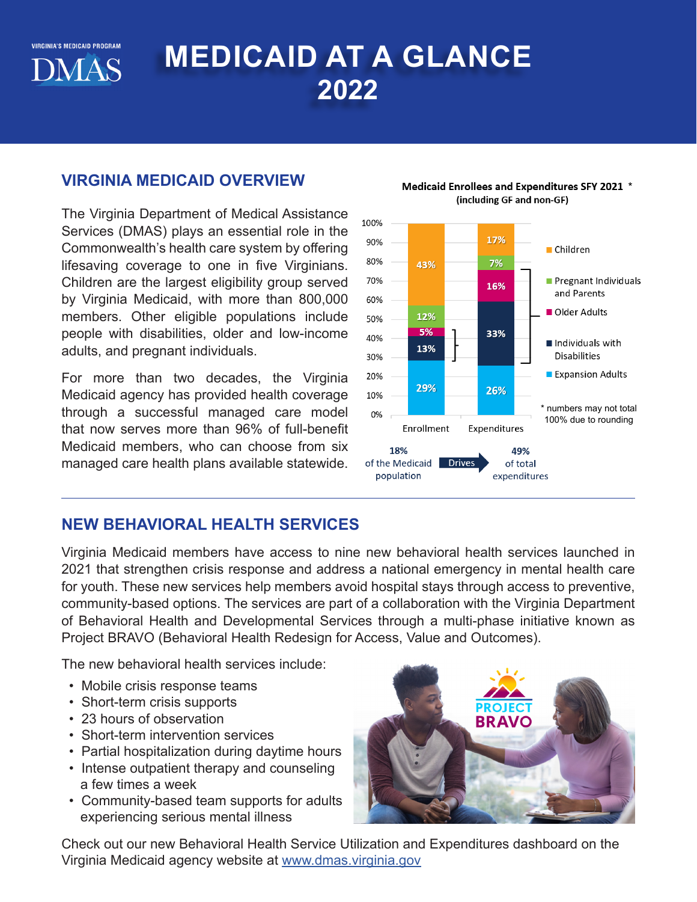VIRGINIA'S MEDICAID PROGRAM

DMAS

# MEDICAID AT A GLANCE 2022

## VIRGINIA MEDICAID OVERVIEW

The Virginia Department of Medical Assistance Services (DMAS) plays an essential role in the Commonwealth's health care system by offering lifesaving coverage to one in five Virginians. Children are the largest eligibility group served by Virginia Medicaid, with more than 800,000 members. Other eligible populations include people with disabilities, older and low-income adults, and pregnant individuals.

For more than two decades, the Virginia Medicaid agency has provided health coverage through a successful managed care model that now serves more than 96% of full-benefit Medicaid members, who can choose from six managed care health plans available statewide.

**Medicaid Enrollees and Expenditures SFY 2021 \***
**(including GF and non-GF)**

| | Enrollment | Expenditures |
|---|---|---|
| Children | 43% | 17% |
| Pregnant Individuals and Parents | 12% | 7% |
| Older Adults | 5% | 16% |
| Individuals with Disabilities | 13% | 33% |
| Expansion Adults | 29% | 26% |

18% of the Medicaid population Drives 49% of total expenditures

\* numbers may not total 100% due to rounding

## NEW BEHAVIORAL HEALTH SERVICES

Virginia Medicaid members have access to nine new behavioral health services launched in 2021 that strengthen crisis response and address a national emergency in mental health care for youth. These new services help members avoid hospital stays through access to preventive, community-based options. The services are part of a collaboration with the Virginia Department of Behavioral Health and Developmental Services through a multi-phase initiative known as Project BRAVO (Behavioral Health Redesign for Access, Value and Outcomes).

The new behavioral health services include:

- Mobile crisis response teams
- Short-term crisis supports
- 23 hours of observation
- Short-term intervention services
- Partial hospitalization during daytime hours
- Intense outpatient therapy and counseling a few times a week
- Community-based team supports for adults experiencing serious mental illness

PROJECT BRAVO

Check out our new Behavioral Health Service Utilization and Expenditures dashboard on the Virginia Medicaid agency website at www.dmas.virginia.gov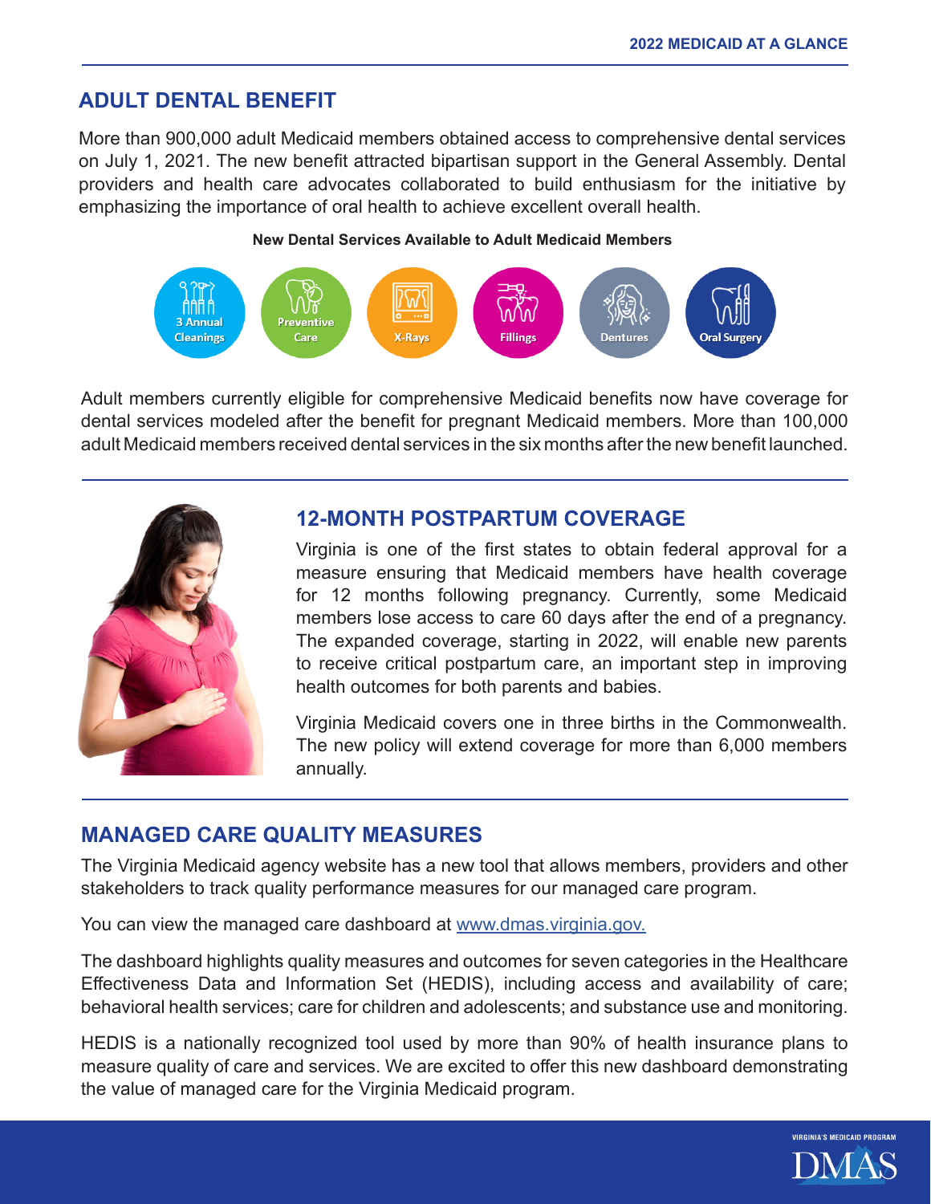## ADULT DENTAL BENEFIT

More than 900,000 adult Medicaid members obtained access to comprehensive dental services on July 1, 2021. The new benefit attracted bipartisan support in the General Assembly. Dental providers and health care advocates collaborated to build enthusiasm for the initiative by emphasizing the importance of oral health to achieve excellent overall health.

**New Dental Services Available to Adult Medicaid Members**

3 Annual Cleanings

Preventive Care

X-Rays

Fillings

Dentures

Oral Surgery

Adult members currently eligible for comprehensive Medicaid benefits now have coverage for dental services modeled after the benefit for pregnant Medicaid members. More than 100,000 adult Medicaid members received dental services in the six months after the new benefit launched.

## 12-MONTH POSTPARTUM COVERAGE

Virginia is one of the first states to obtain federal approval for a measure ensuring that Medicaid members have health coverage for 12 months following pregnancy. Currently, some Medicaid members lose access to care 60 days after the end of a pregnancy. The expanded coverage, starting in 2022, will enable new parents to receive critical postpartum care, an important step in improving health outcomes for both parents and babies.

Virginia Medicaid covers one in three births in the Commonwealth. The new policy will extend coverage for more than 6,000 members annually.

## MANAGED CARE QUALITY MEASURES

The Virginia Medicaid agency website has a new tool that allows members, providers and other stakeholders to track quality performance measures for our managed care program.

You can view the managed care dashboard at www.dmas.virginia.gov.

The dashboard highlights quality measures and outcomes for seven categories in the Healthcare Effectiveness Data and Information Set (HEDIS), including access and availability of care; behavioral health services; care for children and adolescents; and substance use and monitoring.

HEDIS is a nationally recognized tool used by more than 90% of health insurance plans to measure quality of care and services. We are excited to offer this new dashboard demonstrating the value of managed care for the Virginia Medicaid program.

VIRGINIA'S MEDICAID PROGRAM

DMAS